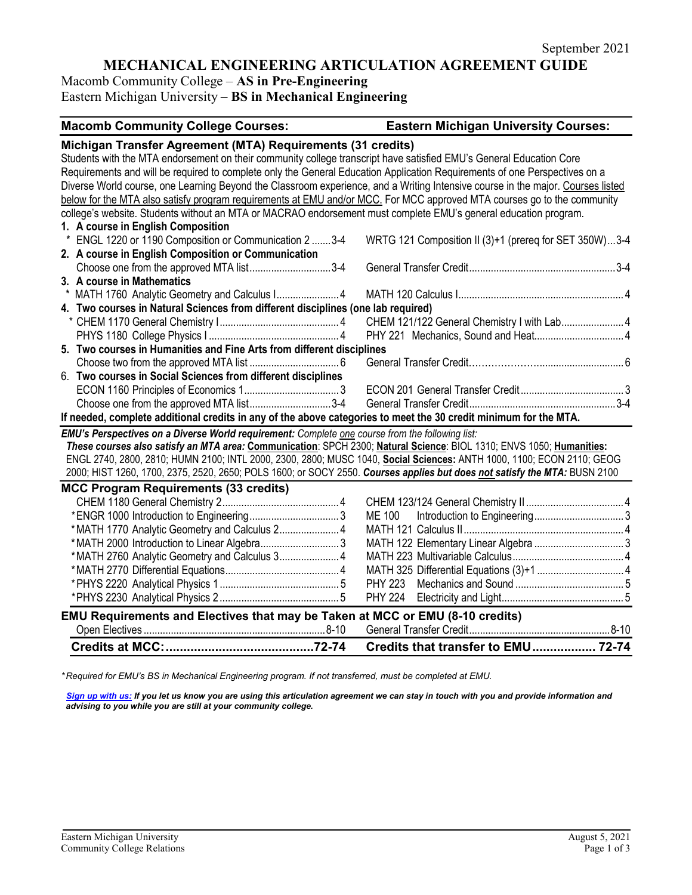September 2021

# MECHANICAL ENGINEERING ARTICULATION AGREEMENT GUIDE

Macomb Community College – **AS in Pre-Engineering**
Eastern Michigan University – **BS in Mechanical Engineering**

| Macomb Community College Courses: | Eastern Michigan University Courses: |
|---|---|

## Michigan Transfer Agreement (MTA) Requirements (31 credits)

Students with the MTA endorsement on their community college transcript have satisfied EMU's General Education Core Requirements and will be required to complete only the General Education Application Requirements of one Perspectives on a Diverse World course, one Learning Beyond the Classroom experience, and a Writing Intensive course in the major. Courses listed below for the MTA also satisfy program requirements at EMU and/or MCC. For MCC approved MTA courses go to the community college's website. Students without an MTA or MACRAO endorsement must complete EMU's general education program.

| Macomb Community College Courses | Eastern Michigan University Courses |
|---|---|
| **1. A course in English Composition** | |
| * ENGL 1220 or 1190 Composition or Communication 2 ....... 3-4 | WRTG 121 Composition II (3)+1 (prereq for SET 350W) ... 3-4 |
| **2. A course in English Composition or Communication** | |
| Choose one from the approved MTA list ....... 3-4 | General Transfer Credit ....... 3-4 |
| **3. A course in Mathematics** | |
| * MATH 1760 Analytic Geometry and Calculus I ....... 4 | MATH 120 Calculus I ....... 4 |
| **4. Two courses in Natural Sciences from different disciplines (one lab required)** | |
| * CHEM 1170 General Chemistry I ....... 4 | CHEM 121/122 General Chemistry I with Lab ....... 4 |
| PHYS 1180 College Physics I ....... 4 | PHY 221 Mechanics, Sound and Heat ....... 4 |
| **5. Two courses in Humanities and Fine Arts from different disciplines** | |
| Choose two from the approved MTA list ....... 6 | General Transfer Credit ....... 6 |
| **6. Two courses in Social Sciences from different disciplines** | |
| ECON 1160 Principles of Economics 1 ....... 3 | ECON 201 General Transfer Credit ....... 3 |
| Choose one from the approved MTA list ....... 3-4 | General Transfer Credit ....... 3-4 |

**If needed, complete additional credits in any of the above categories to meet the 30 credit minimum for the MTA.**

***EMU's Perspectives on a Diverse World requirement:*** *Complete one course from the following list:*
***These courses also satisfy an MTA area:*** **Communication**: SPCH 2300; **Natural Science**: BIOL 1310; ENVS 1050; **Humanities:** ENGL 2740, 2800, 2810; HUMN 2100; INTL 2000, 2300, 2800; MUSC 1040, **Social Sciences:** ANTH 1000, 1100; ECON 2110; GEOG 2000; HIST 1260, 1700, 2375, 2520, 2650; POLS 1600; or SOCY 2550. ***Courses applies but does not satisfy the MTA:*** BUSN 2100

## MCC Program Requirements (33 credits)

| Macomb Community College Courses | Eastern Michigan University Courses |
|---|---|
| CHEM 1180 General Chemistry 2 ....... 4 | CHEM 123/124 General Chemistry II ....... 4 |
| *ENGR 1000 Introduction to Engineering ....... 3 | ME 100 Introduction to Engineering ....... 3 |
| *MATH 1770 Analytic Geometry and Calculus 2 ....... 4 | MATH 121 Calculus II ....... 4 |
| *MATH 2000 Introduction to Linear Algebra ....... 3 | MATH 122 Elementary Linear Algebra ....... 3 |
| *MATH 2760 Analytic Geometry and Calculus 3 ....... 4 | MATH 223 Multivariable Calculus ....... 4 |
| *MATH 2770 Differential Equations ....... 4 | MATH 325 Differential Equations (3)+1 ....... 4 |
| *PHYS 2220 Analytical Physics 1 ....... 5 | PHY 223 Mechanics and Sound ....... 5 |
| *PHYS 2230 Analytical Physics 2 ....... 5 | PHY 224 Electricity and Light ....... 5 |

## EMU Requirements and Electives that may be Taken at MCC or EMU (8-10 credits)

| Macomb Community College Courses | Eastern Michigan University Courses |
|---|---|
| Open Electives ....... 8-10 | General Transfer Credit ....... 8-10 |
| **Credits at MCC: ....... 72-74** | **Credits that transfer to EMU ....... 72-74** |

*\*Required for EMU's BS in Mechanical Engineering program. If not transferred, must be completed at EMU.*

***Sign up with us:** If you let us know you are using this articulation agreement we can stay in touch with you and provide information and advising to you while you are still at your community college.*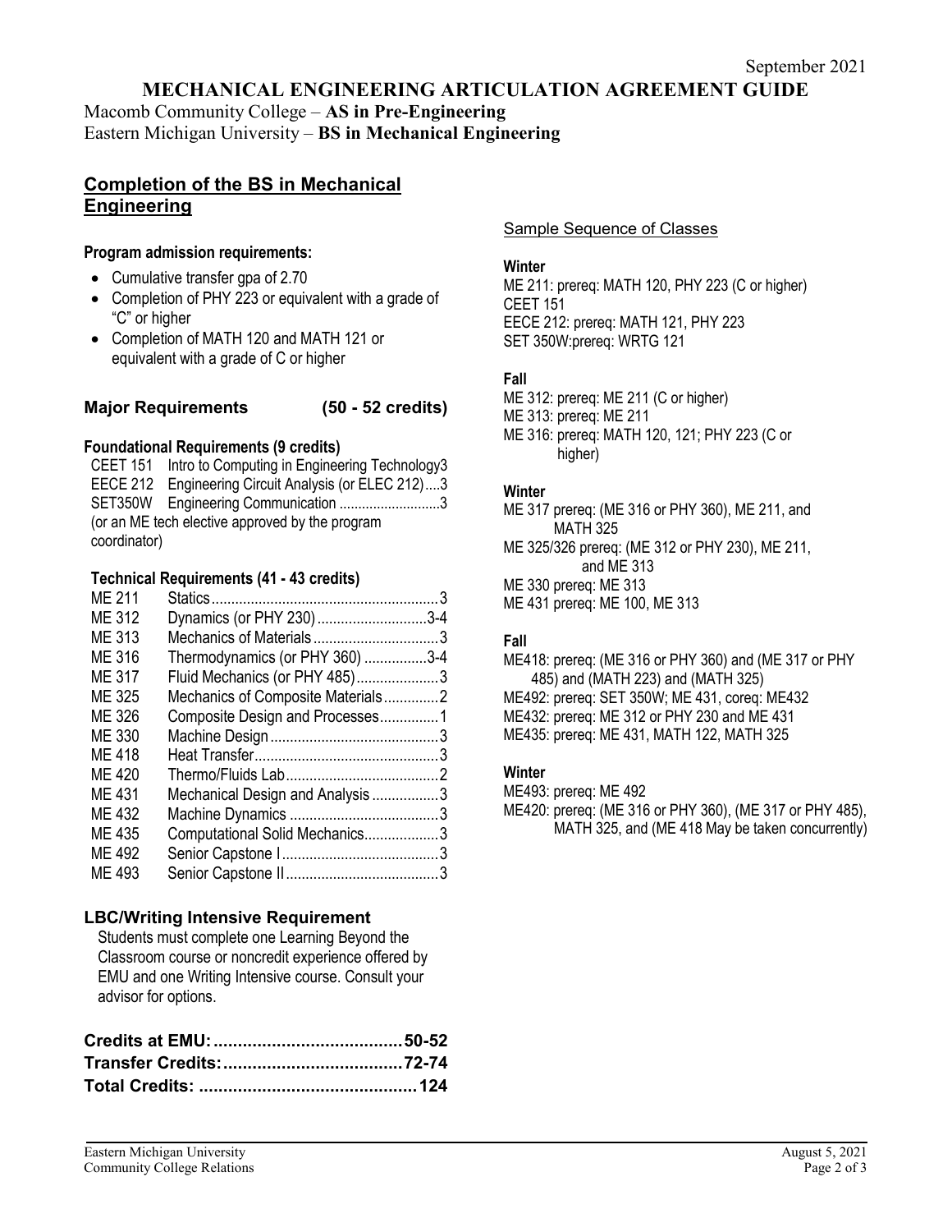September 2021

# MECHANICAL ENGINEERING ARTICULATION AGREEMENT GUIDE

Macomb Community College – **AS in Pre-Engineering**
Eastern Michigan University – **BS in Mechanical Engineering**

## Completion of the BS in Mechanical Engineering

**Program admission requirements:**

- Cumulative transfer gpa of 2.70
- Completion of PHY 223 or equivalent with a grade of "C" or higher
- Completion of MATH 120 and MATH 121 or equivalent with a grade of C or higher

### Major Requirements (50 - 52 credits)

**Foundational Requirements (9 credits)**

| Course | Title | Credits |
|---|---|---|
| CEET 151 | Intro to Computing in Engineering Technology | 3 |
| EECE 212 | Engineering Circuit Analysis (or ELEC 212) | 3 |
| SET350W | Engineering Communication | 3 |

(or an ME tech elective approved by the program coordinator)

**Technical Requirements (41 - 43 credits)**

| Course | Title | Credits |
|---|---|---|
| ME 211 | Statics | 3 |
| ME 312 | Dynamics (or PHY 230) | 3-4 |
| ME 313 | Mechanics of Materials | 3 |
| ME 316 | Thermodynamics (or PHY 360) | 3-4 |
| ME 317 | Fluid Mechanics (or PHY 485) | 3 |
| ME 325 | Mechanics of Composite Materials | 2 |
| ME 326 | Composite Design and Processes | 1 |
| ME 330 | Machine Design | 3 |
| ME 418 | Heat Transfer | 3 |
| ME 420 | Thermo/Fluids Lab | 2 |
| ME 431 | Mechanical Design and Analysis | 3 |
| ME 432 | Machine Dynamics | 3 |
| ME 435 | Computational Solid Mechanics | 3 |
| ME 492 | Senior Capstone I | 3 |
| ME 493 | Senior Capstone II | 3 |

### LBC/Writing Intensive Requirement

Students must complete one Learning Beyond the Classroom course or noncredit experience offered by EMU and one Writing Intensive course. Consult your advisor for options.

**Credits at EMU: 50-52**
**Transfer Credits: 72-74**
**Total Credits: 124**

## Sample Sequence of Classes

**Winter**

ME 211: prereq: MATH 120, PHY 223 (C or higher)
CEET 151
EECE 212: prereq: MATH 121, PHY 223
SET 350W:prereq: WRTG 121

**Fall**

ME 312: prereq: ME 211 (C or higher)
ME 313: prereq: ME 211
ME 316: prereq: MATH 120, 121; PHY 223 (C or higher)

**Winter**

ME 317 prereq: (ME 316 or PHY 360), ME 211, and MATH 325
ME 325/326 prereq: (ME 312 or PHY 230), ME 211, and ME 313
ME 330 prereq: ME 313
ME 431 prereq: ME 100, ME 313

**Fall**

ME418: prereq: (ME 316 or PHY 360) and (ME 317 or PHY 485) and (MATH 223) and (MATH 325)
ME492: prereq: SET 350W; ME 431, coreq: ME432
ME432: prereq: ME 312 or PHY 230 and ME 431
ME435: prereq: ME 431, MATH 122, MATH 325

**Winter**

ME493: prereq: ME 492
ME420: prereq: (ME 316 or PHY 360), (ME 317 or PHY 485), MATH 325, and (ME 418 May be taken concurrently)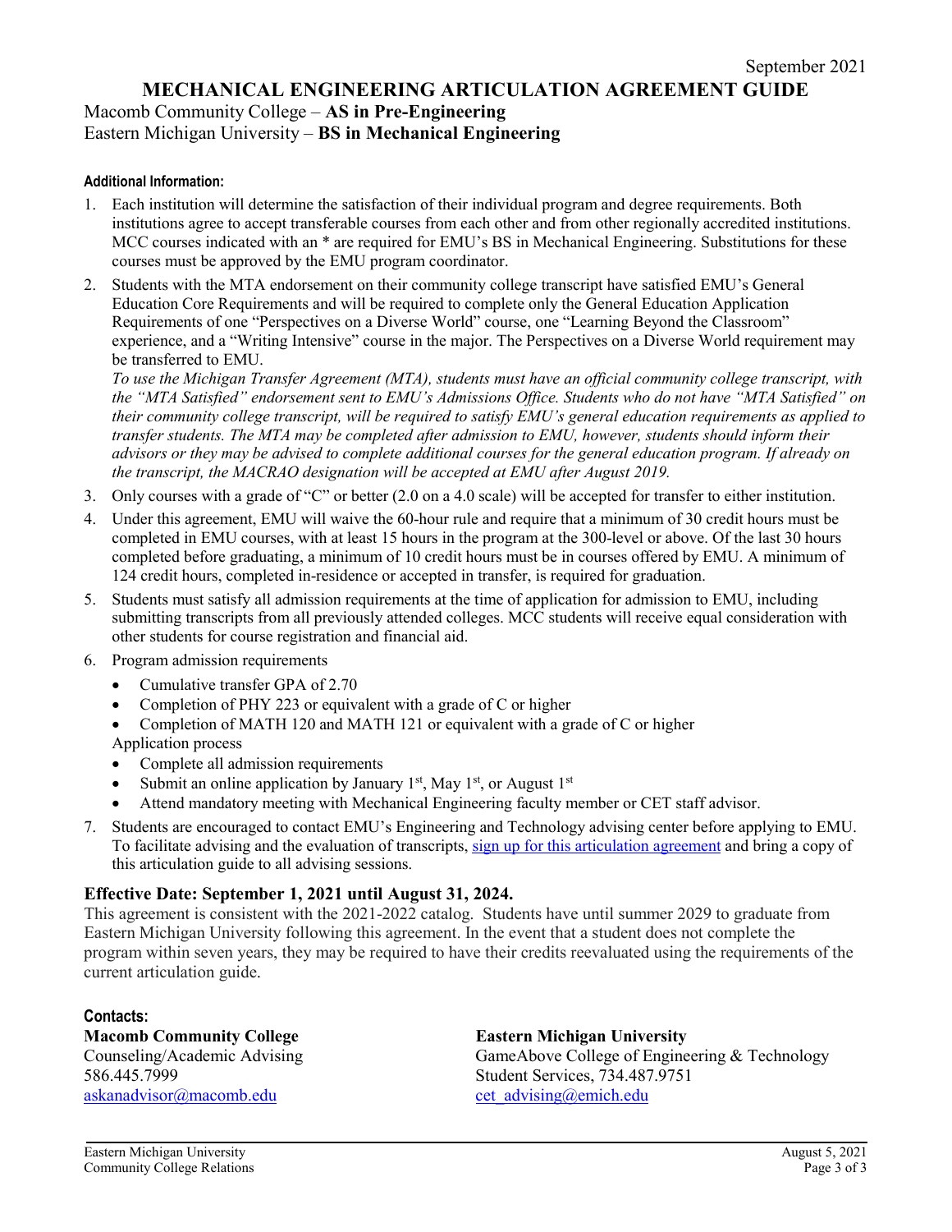September 2021

# MECHANICAL ENGINEERING ARTICULATION AGREEMENT GUIDE

Macomb Community College – **AS in Pre-Engineering**
Eastern Michigan University – **BS in Mechanical Engineering**

**Additional Information:**

1. Each institution will determine the satisfaction of their individual program and degree requirements. Both institutions agree to accept transferable courses from each other and from other regionally accredited institutions. MCC courses indicated with an * are required for EMU's BS in Mechanical Engineering. Substitutions for these courses must be approved by the EMU program coordinator.
2. Students with the MTA endorsement on their community college transcript have satisfied EMU's General Education Core Requirements and will be required to complete only the General Education Application Requirements of one "Perspectives on a Diverse World" course, one "Learning Beyond the Classroom" experience, and a "Writing Intensive" course in the major. The Perspectives on a Diverse World requirement may be transferred to EMU.
   *To use the Michigan Transfer Agreement (MTA), students must have an official community college transcript, with the "MTA Satisfied" endorsement sent to EMU's Admissions Office. Students who do not have "MTA Satisfied" on their community college transcript, will be required to satisfy EMU's general education requirements as applied to transfer students. The MTA may be completed after admission to EMU, however, students should inform their advisors or they may be advised to complete additional courses for the general education program. If already on the transcript, the MACRAO designation will be accepted at EMU after August 2019.*
3. Only courses with a grade of "C" or better (2.0 on a 4.0 scale) will be accepted for transfer to either institution.
4. Under this agreement, EMU will waive the 60-hour rule and require that a minimum of 30 credit hours must be completed in EMU courses, with at least 15 hours in the program at the 300-level or above. Of the last 30 hours completed before graduating, a minimum of 10 credit hours must be in courses offered by EMU. A minimum of 124 credit hours, completed in-residence or accepted in transfer, is required for graduation.
5. Students must satisfy all admission requirements at the time of application for admission to EMU, including submitting transcripts from all previously attended colleges. MCC students will receive equal consideration with other students for course registration and financial aid.
6. Program admission requirements
   - Cumulative transfer GPA of 2.70
   - Completion of PHY 223 or equivalent with a grade of C or higher
   - Completion of MATH 120 and MATH 121 or equivalent with a grade of C or higher

   Application process
   - Complete all admission requirements
   - Submit an online application by January 1st, May 1st, or August 1st
   - Attend mandatory meeting with Mechanical Engineering faculty member or CET staff advisor.
7. Students are encouraged to contact EMU's Engineering and Technology advising center before applying to EMU. To facilitate advising and the evaluation of transcripts, sign up for this articulation agreement and bring a copy of this articulation guide to all advising sessions.

## Effective Date: September 1, 2021 until August 31, 2024.

This agreement is consistent with the 2021-2022 catalog. Students have until summer 2029 to graduate from Eastern Michigan University following this agreement. In the event that a student does not complete the program within seven years, they may be required to have their credits reevaluated using the requirements of the current articulation guide.

**Contacts:**

**Macomb Community College**
Counseling/Academic Advising
586.445.7999
askanadvisor@macomb.edu

**Eastern Michigan University**
GameAbove College of Engineering & Technology
Student Services, 734.487.9751
cet_advising@emich.edu